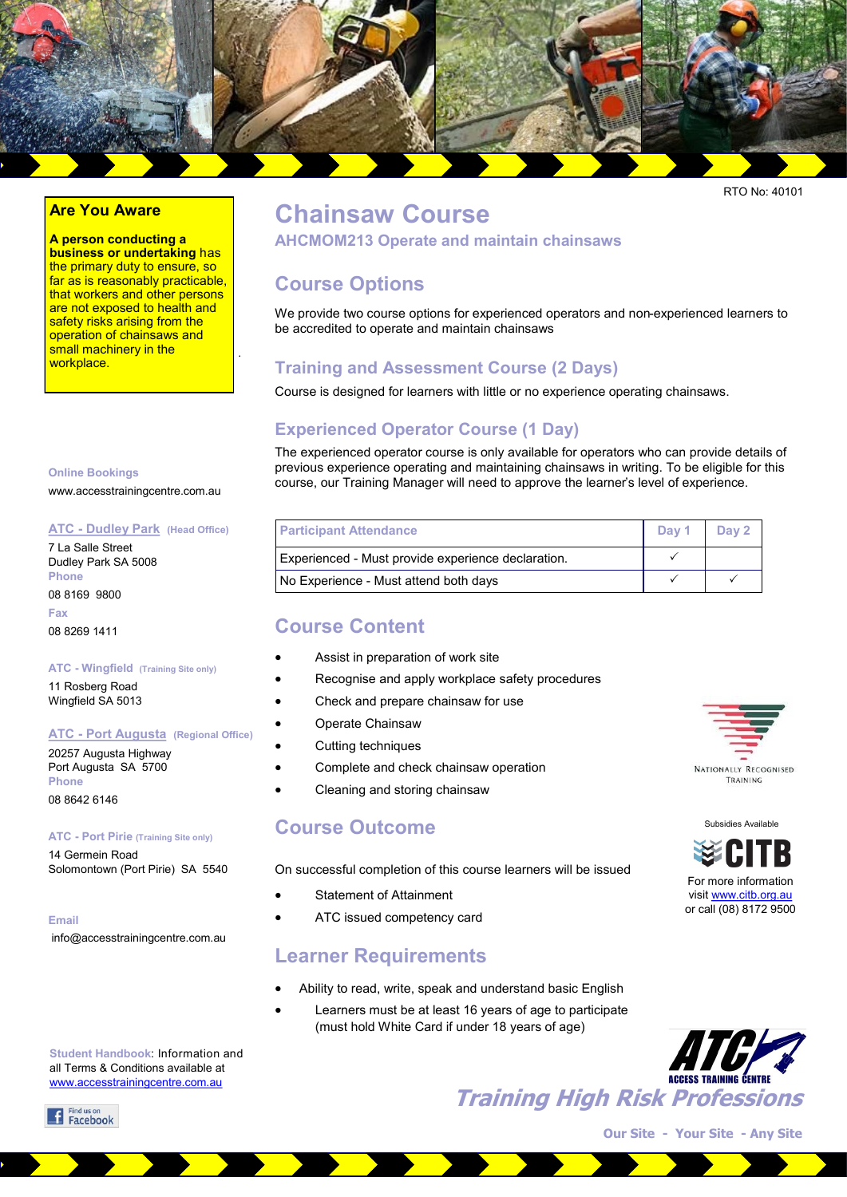RTO No: 40101

# Chainsaw Course

**AHCMOM213 Operate and maintain chainsaws**

## Course Options

We provide two course options for experienced operators and non-experienced learners to be accredited to operate and maintain chainsaws

### Training and Assessment Course (2 Days)

Course is designed for learners with little or no experience operating chainsaws.

### Experienced Operator Course (1 Day)

The experienced operator course is only available for operators who can provide details of previous experience operating and maintaining chainsaws in writing. To be eligible for this course, our Training Manager will need to approve the learner's level of experience.

| Participant Attendance | Day 1 | Day 2 |
|---|---|---|
| Experienced - Must provide experience declaration. | ✓ | |
| No Experience - Must attend both days | ✓ | ✓ |

## Course Content

- Assist in preparation of work site
- Recognise and apply workplace safety procedures
- Check and prepare chainsaw for use
- Operate Chainsaw
- Cutting techniques
- Complete and check chainsaw operation
- Cleaning and storing chainsaw

## Course Outcome

On successful completion of this course learners will be issued

- Statement of Attainment
- ATC issued competency card

## Learner Requirements

- Ability to read, write, speak and understand basic English
- Learners must be at least 16 years of age to participate (must hold White Card if under 18 years of age)

**Are You Aware**

**A person conducting a business or undertaking** has the primary duty to ensure, so far as is reasonably practicable, that workers and other persons are not exposed to health and safety risks arising from the operation of chainsaws and small machinery in the workplace.

**Online Bookings**
www.accesstrainingcentre.com.au

**ATC - Dudley Park** (Head Office)
7 La Salle Street
Dudley Park SA 5008
Phone
08 8169 9800
Fax
08 8269 1411

**ATC - Wingfield** (Training Site only)
11 Rosberg Road
Wingfield SA 5013

**ATC - Port Augusta** (Regional Office)
20257 Augusta Highway
Port Augusta SA 5700
Phone
08 8642 6146

**ATC - Port Pirie** (Training Site only)
14 Germein Road
Solomontown (Port Pirie) SA 5540

**Email**
info@accesstrainingcentre.com.au

**Student Handbook**: Information and all Terms & Conditions available at www.accesstrainingcentre.com.au

Find us on Facebook

NATIONALLY RECOGNISED TRAINING

Subsidies Available

CITB

For more information visit www.citb.org.au or call (08) 8172 9500

ATC ACCESS TRAINING CENTRE

*Training High Risk Professions*

Our Site - Your Site - Any Site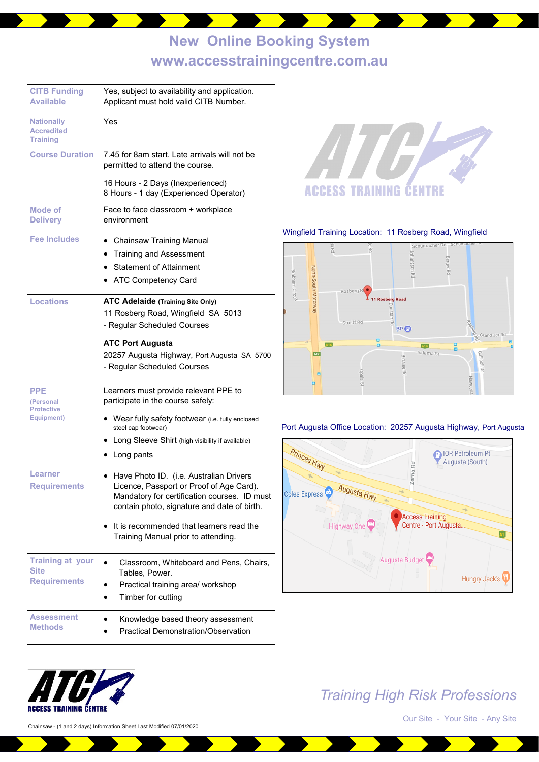# New Online Booking System
## www.accesstrainingcentre.com.au

| | |
|---|---|
| **CITB Funding Available** | Yes, subject to availability and application. Applicant must hold valid CITB Number. |
| **Nationally Accredited Training** | Yes |
| **Course Duration** | 7.45 for 8am start. Late arrivals will not be permitted to attend the course.<br><br>16 Hours - 2 Days (Inexperienced)<br>8 Hours - 1 day (Experienced Operator) |
| **Mode of Delivery** | Face to face classroom + workplace environment |
| **Fee Includes** | • Chainsaw Training Manual<br>• Training and Assessment<br>• Statement of Attainment<br>• ATC Competency Card |
| **Locations** | **ATC Adelaide** (Training Site Only)<br>11 Rosberg Road, Wingfield SA 5013<br>- Regular Scheduled Courses<br><br>**ATC Port Augusta**<br>20257 Augusta Highway, Port Augusta SA 5700<br>- Regular Scheduled Courses |
| **PPE** (Personal Protective Equipment) | Learners must provide relevant PPE to participate in the course safely:<br>• Wear fully safety footwear (i.e. fully enclosed steel cap footwear)<br>• Long Sleeve Shirt (high visibility if available)<br>• Long pants |
| **Learner Requirements** | • Have Photo ID. (i.e. Australian Drivers Licence, Passport or Proof of Age Card). Mandatory for certification courses. ID must contain photo, signature and date of birth.<br><br>• It is recommended that learners read the Training Manual prior to attending. |
| **Training at your Site Requirements** | • Classroom, Whiteboard and Pens, Chairs, Tables, Power.<br>• Practical training area/ workshop<br>• Timber for cutting |
| **Assessment Methods** | • Knowledge based theory assessment<br>• Practical Demonstration/Observation |

ATC ACCESS TRAINING CENTRE

Wingfield Training Location: 11 Rosberg Road, Wingfield

Port Augusta Office Location: 20257 Augusta Highway, Port Augusta

*Training High Risk Professions*

Our Site - Your Site - Any Site

Chainsaw - (1 and 2 days) Information Sheet Last Modified 07/01/2020